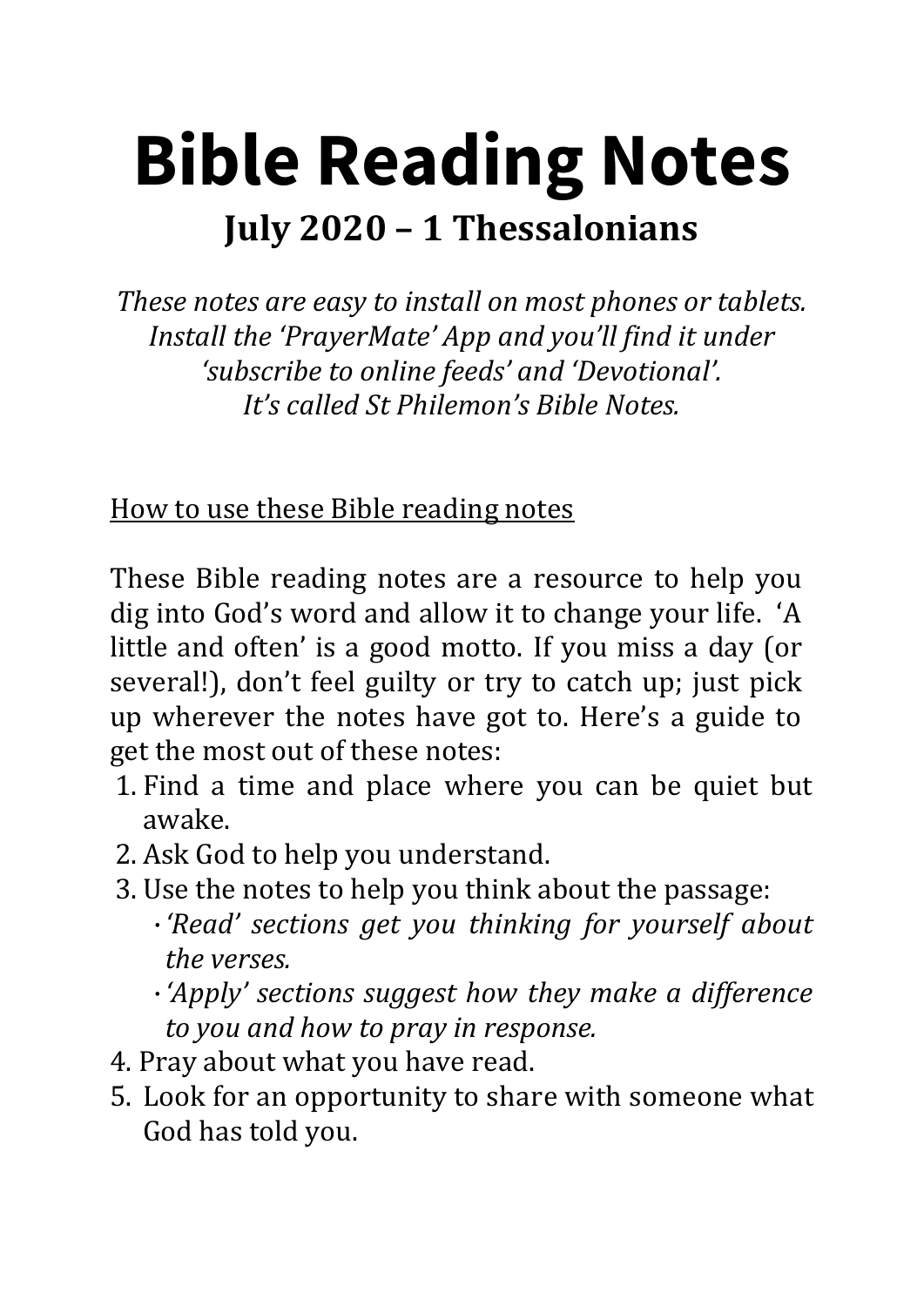# Bible Reading Notes

## July 2020 – 1 Thessalonians

*These notes are easy to install on most phones or tablets. Install the 'PrayerMate' App and you'll find it under 'subscribe to online feeds' and 'Devotional'. It's called St Philemon's Bible Notes.*

<u>How to use these Bible reading notes</u>

These Bible reading notes are a resource to help you dig into God's word and allow it to change your life. 'A little and often' is a good motto. If you miss a day (or several!), don't feel guilty or try to catch up; just pick up wherever the notes have got to. Here's a guide to get the most out of these notes:

1. Find a time and place where you can be quiet but awake.
2. Ask God to help you understand.
3. Use the notes to help you think about the passage:
   - *'Read' sections get you thinking for yourself about the verses.*
   - *'Apply' sections suggest how they make a difference to you and how to pray in response.*
4. Pray about what you have read.
5. Look for an opportunity to share with someone what God has told you.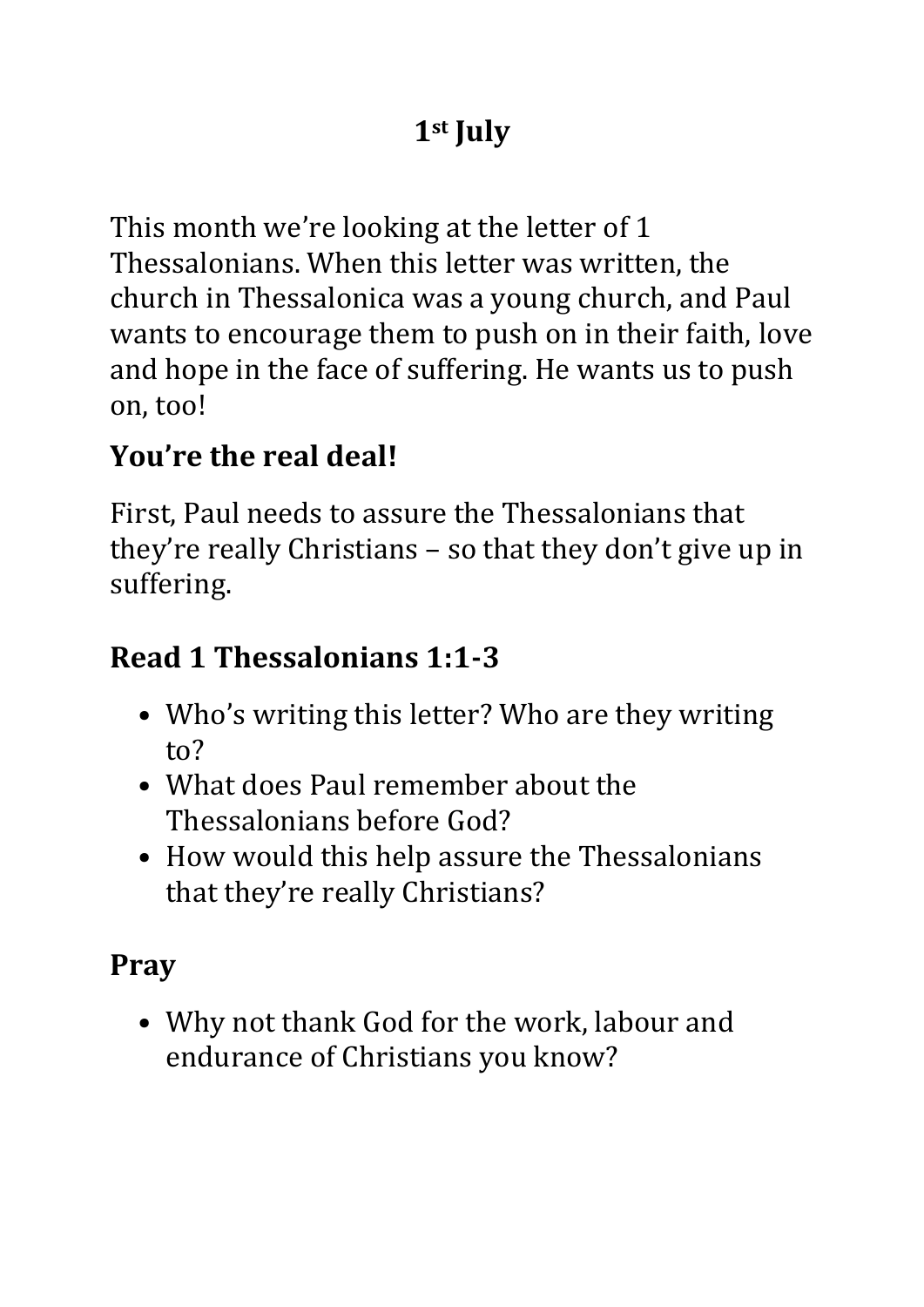# 1st July

This month we're looking at the letter of 1 Thessalonians. When this letter was written, the church in Thessalonica was a young church, and Paul wants to encourage them to push on in their faith, love and hope in the face of suffering. He wants us to push on, too!

## You're the real deal!

First, Paul needs to assure the Thessalonians that they're really Christians – so that they don't give up in suffering.

## Read 1 Thessalonians 1:1-3

- Who's writing this letter? Who are they writing to?
- What does Paul remember about the Thessalonians before God?
- How would this help assure the Thessalonians that they're really Christians?

## Pray

- Why not thank God for the work, labour and endurance of Christians you know?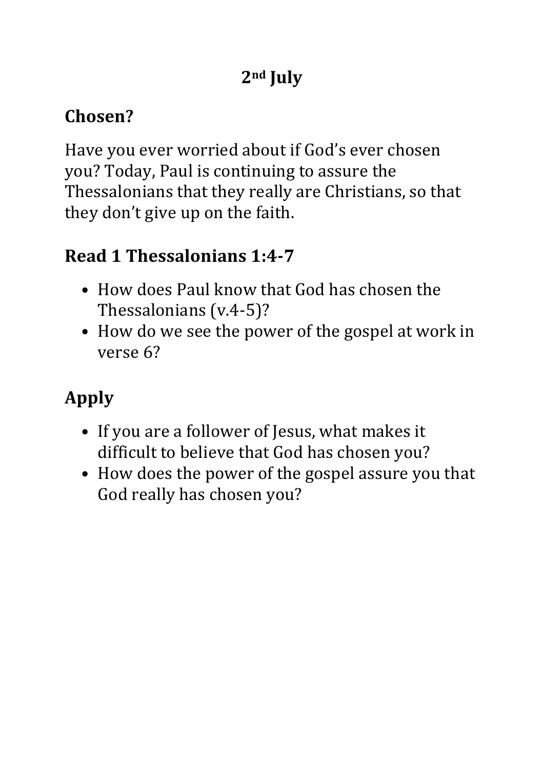**2nd July**

## Chosen?

Have you ever worried about if God's ever chosen you? Today, Paul is continuing to assure the Thessalonians that they really are Christians, so that they don't give up on the faith.

## Read 1 Thessalonians 1:4-7

- How does Paul know that God has chosen the Thessalonians (v.4-5)?
- How do we see the power of the gospel at work in verse 6?

## Apply

- If you are a follower of Jesus, what makes it difficult to believe that God has chosen you?
- How does the power of the gospel assure you that God really has chosen you?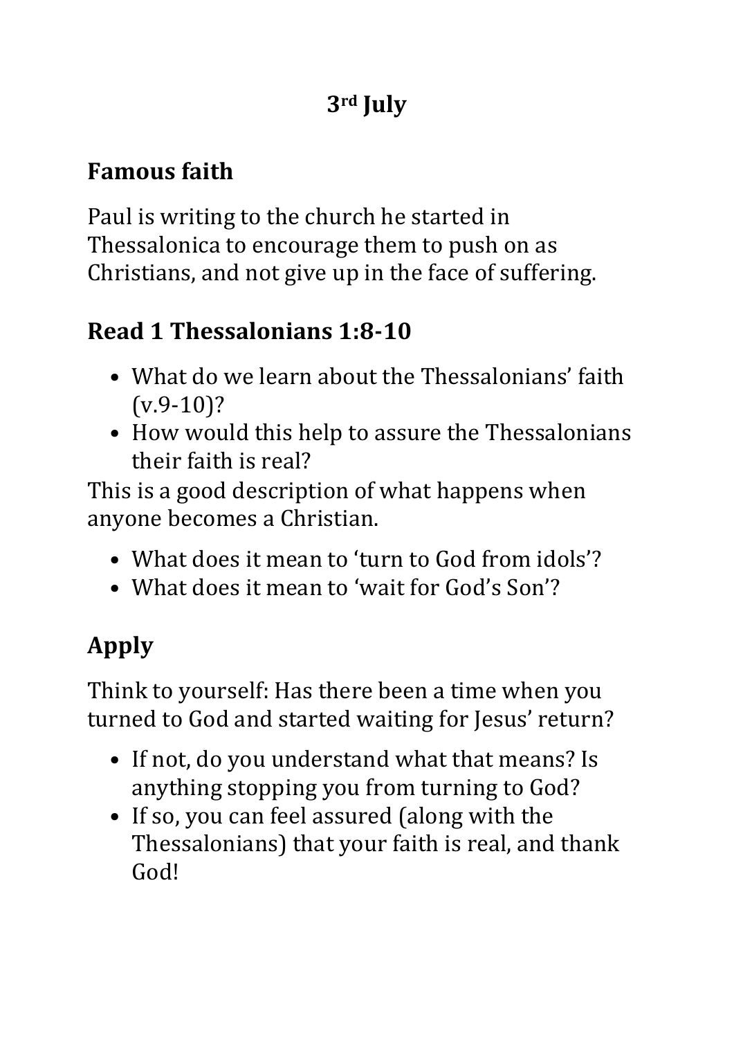# 3rd July

## Famous faith

Paul is writing to the church he started in Thessalonica to encourage them to push on as Christians, and not give up in the face of suffering.

## Read 1 Thessalonians 1:8-10

- What do we learn about the Thessalonians' faith (v.9-10)?
- How would this help to assure the Thessalonians their faith is real?

This is a good description of what happens when anyone becomes a Christian.

- What does it mean to 'turn to God from idols'?
- What does it mean to 'wait for God's Son'?

## Apply

Think to yourself: Has there been a time when you turned to God and started waiting for Jesus' return?

- If not, do you understand what that means? Is anything stopping you from turning to God?
- If so, you can feel assured (along with the Thessalonians) that your faith is real, and thank God!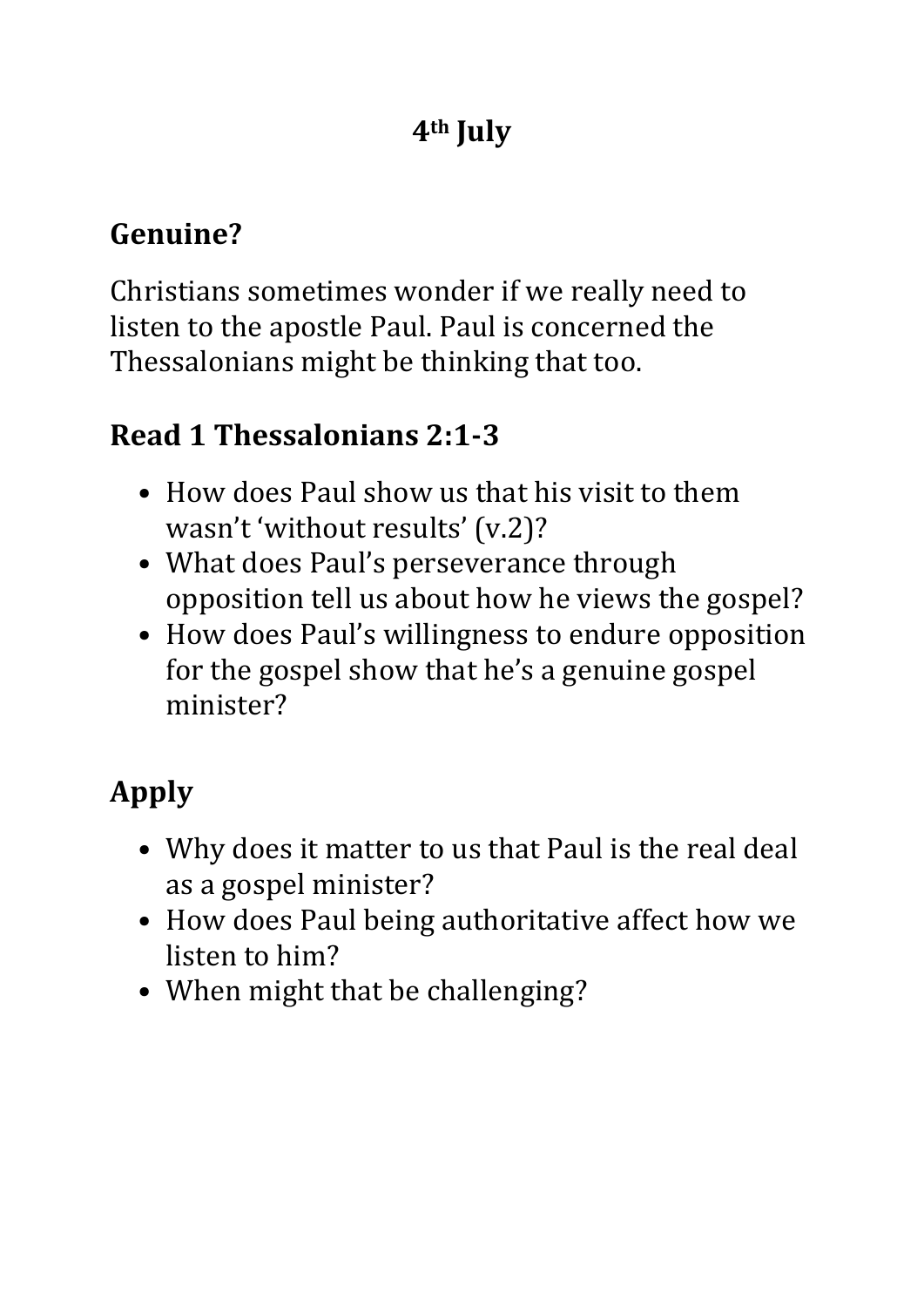# 4th July

## Genuine?

Christians sometimes wonder if we really need to listen to the apostle Paul. Paul is concerned the Thessalonians might be thinking that too.

## Read 1 Thessalonians 2:1-3

- How does Paul show us that his visit to them wasn't 'without results' (v.2)?
- What does Paul's perseverance through opposition tell us about how he views the gospel?
- How does Paul's willingness to endure opposition for the gospel show that he's a genuine gospel minister?

## Apply

- Why does it matter to us that Paul is the real deal as a gospel minister?
- How does Paul being authoritative affect how we listen to him?
- When might that be challenging?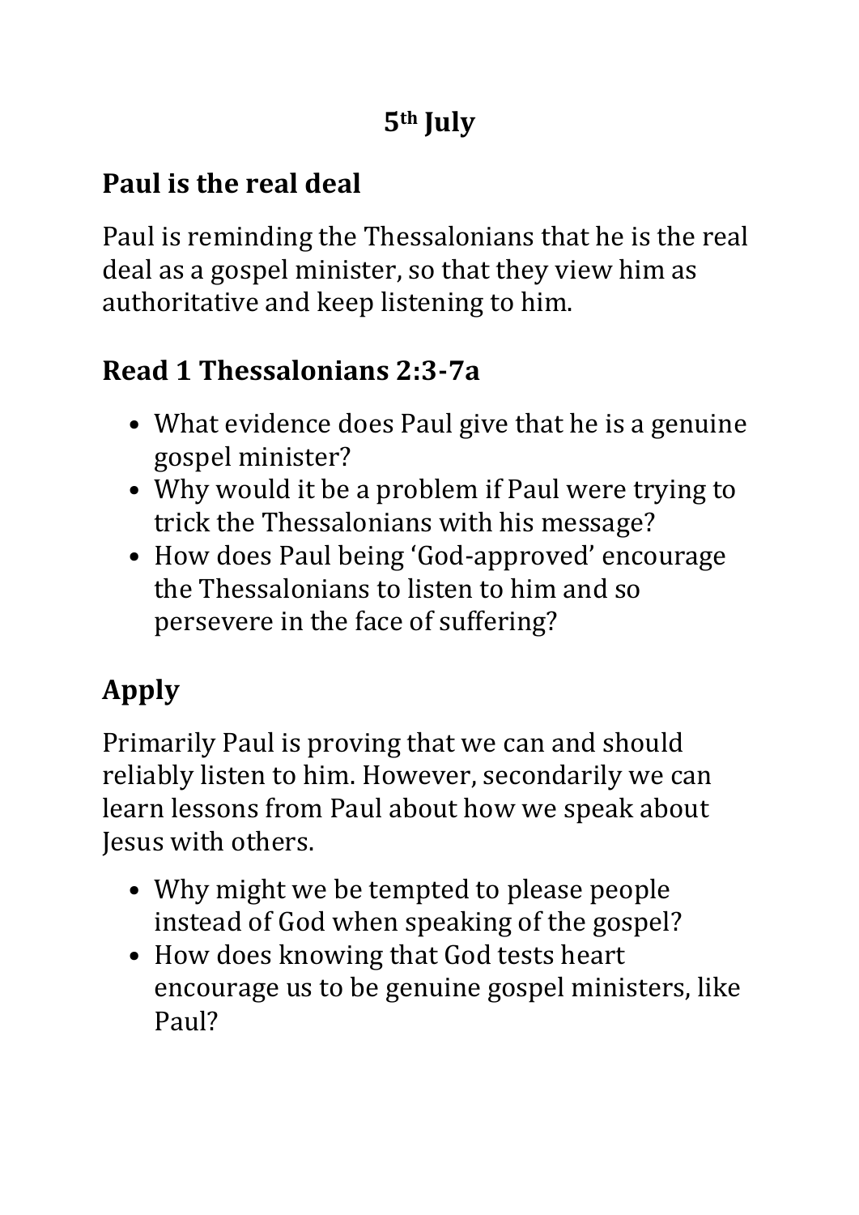**5th July**

## Paul is the real deal

Paul is reminding the Thessalonians that he is the real deal as a gospel minister, so that they view him as authoritative and keep listening to him.

## Read 1 Thessalonians 2:3-7a

- What evidence does Paul give that he is a genuine gospel minister?
- Why would it be a problem if Paul were trying to trick the Thessalonians with his message?
- How does Paul being 'God-approved' encourage the Thessalonians to listen to him and so persevere in the face of suffering?

# Apply

Primarily Paul is proving that we can and should reliably listen to him. However, secondarily we can learn lessons from Paul about how we speak about Jesus with others.

- Why might we be tempted to please people instead of God when speaking of the gospel?
- How does knowing that God tests heart encourage us to be genuine gospel ministers, like Paul?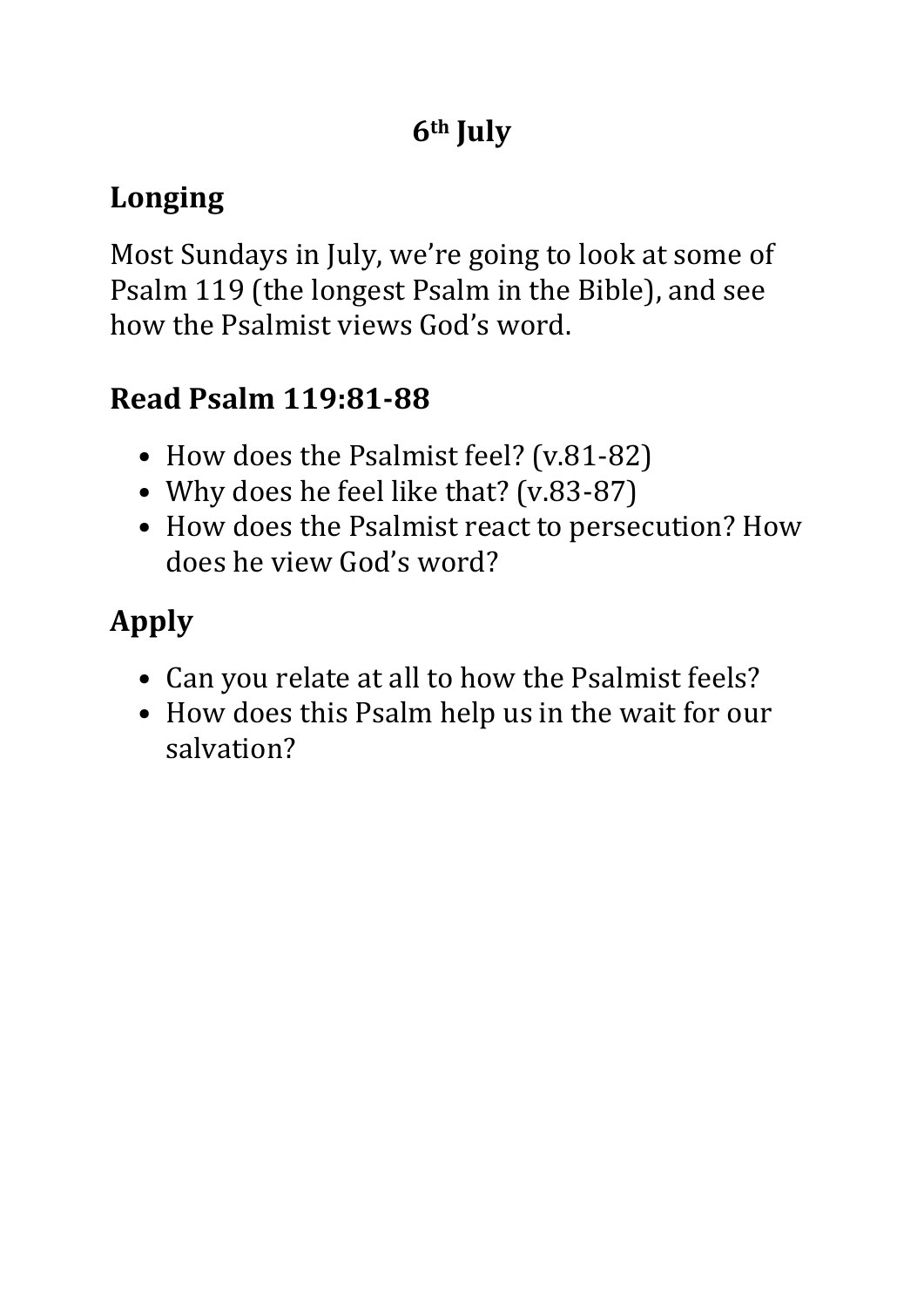**6th July**

## Longing

Most Sundays in July, we're going to look at some of Psalm 119 (the longest Psalm in the Bible), and see how the Psalmist views God's word.

## Read Psalm 119:81-88

- How does the Psalmist feel? (v.81-82)
- Why does he feel like that? (v.83-87)
- How does the Psalmist react to persecution? How does he view God's word?

## Apply

- Can you relate at all to how the Psalmist feels?
- How does this Psalm help us in the wait for our salvation?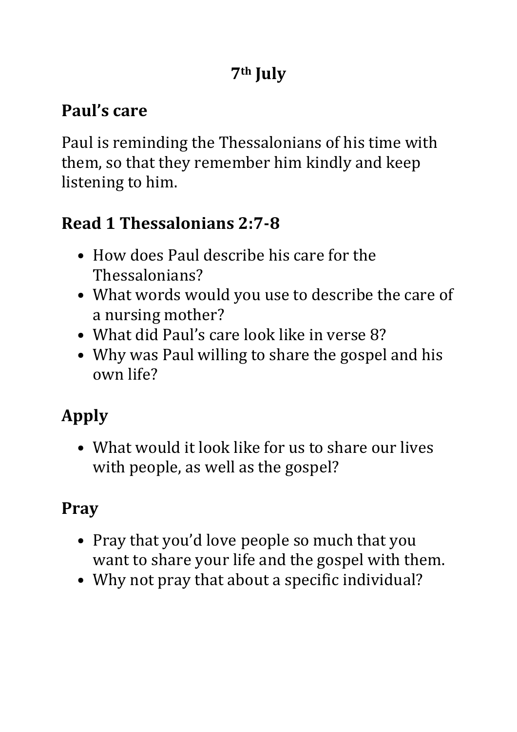**7th July**

## Paul's care

Paul is reminding the Thessalonians of his time with them, so that they remember him kindly and keep listening to him.

## Read 1 Thessalonians 2:7-8

- How does Paul describe his care for the Thessalonians?
- What words would you use to describe the care of a nursing mother?
- What did Paul's care look like in verse 8?
- Why was Paul willing to share the gospel and his own life?

## Apply

- What would it look like for us to share our lives with people, as well as the gospel?

## Pray

- Pray that you'd love people so much that you want to share your life and the gospel with them.
- Why not pray that about a specific individual?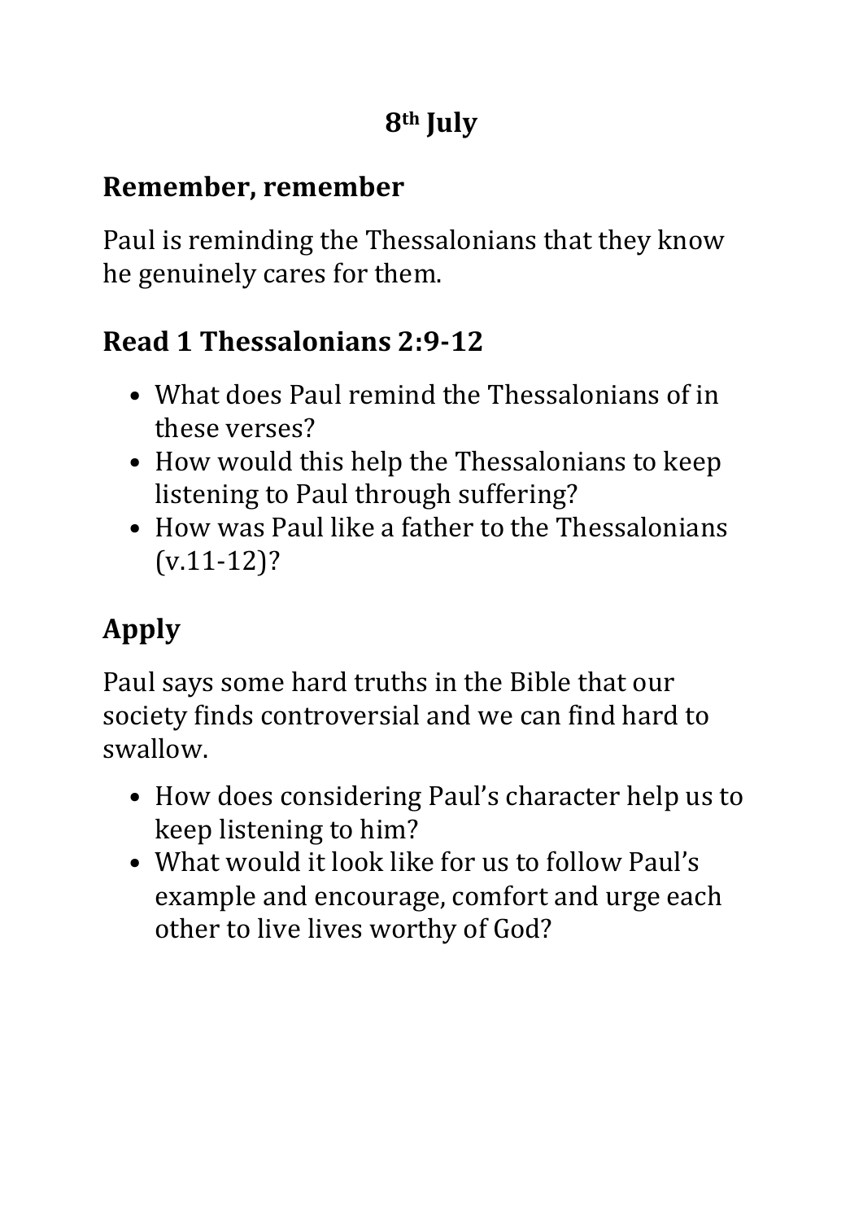# 8th July

## Remember, remember

Paul is reminding the Thessalonians that they know he genuinely cares for them.

## Read 1 Thessalonians 2:9-12

- What does Paul remind the Thessalonians of in these verses?
- How would this help the Thessalonians to keep listening to Paul through suffering?
- How was Paul like a father to the Thessalonians (v.11-12)?

# Apply

Paul says some hard truths in the Bible that our society finds controversial and we can find hard to swallow.

- How does considering Paul's character help us to keep listening to him?
- What would it look like for us to follow Paul's example and encourage, comfort and urge each other to live lives worthy of God?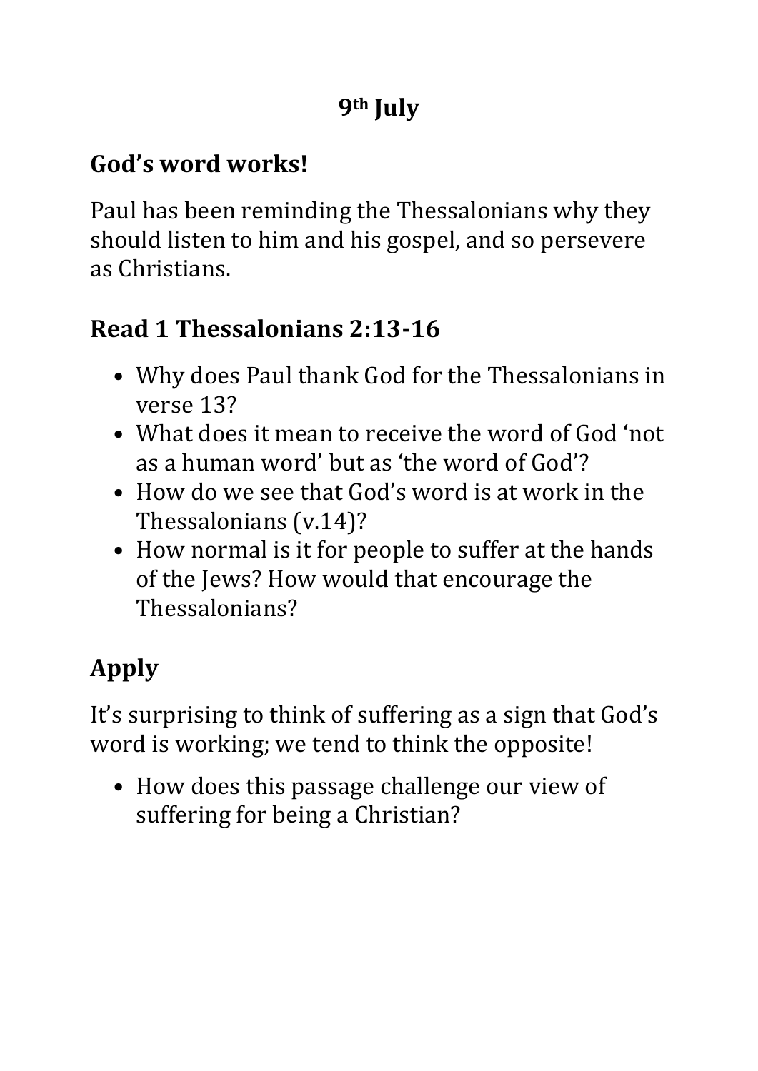**9th July**

## God's word works!

Paul has been reminding the Thessalonians why they should listen to him and his gospel, and so persevere as Christians.

## Read 1 Thessalonians 2:13-16

- Why does Paul thank God for the Thessalonians in verse 13?
- What does it mean to receive the word of God 'not as a human word' but as 'the word of God'?
- How do we see that God's word is at work in the Thessalonians (v.14)?
- How normal is it for people to suffer at the hands of the Jews? How would that encourage the Thessalonians?

# Apply

It's surprising to think of suffering as a sign that God's word is working; we tend to think the opposite!

- How does this passage challenge our view of suffering for being a Christian?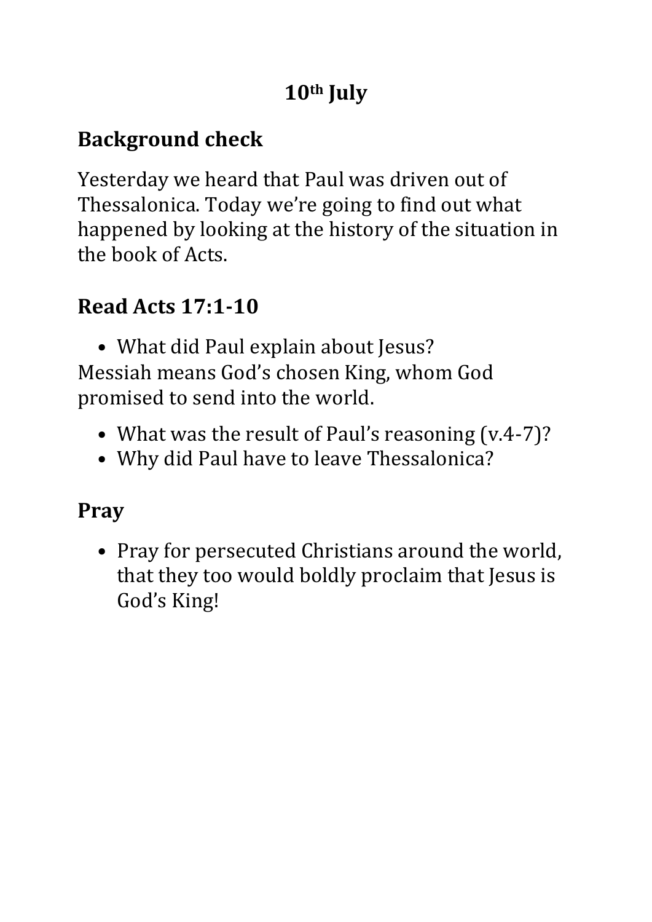# 10th July

## Background check

Yesterday we heard that Paul was driven out of Thessalonica. Today we're going to find out what happened by looking at the history of the situation in the book of Acts.

## Read Acts 17:1-10

- What did Paul explain about Jesus?

Messiah means God's chosen King, whom God promised to send into the world.

- What was the result of Paul's reasoning (v.4-7)?
- Why did Paul have to leave Thessalonica?

## Pray

- Pray for persecuted Christians around the world, that they too would boldly proclaim that Jesus is God's King!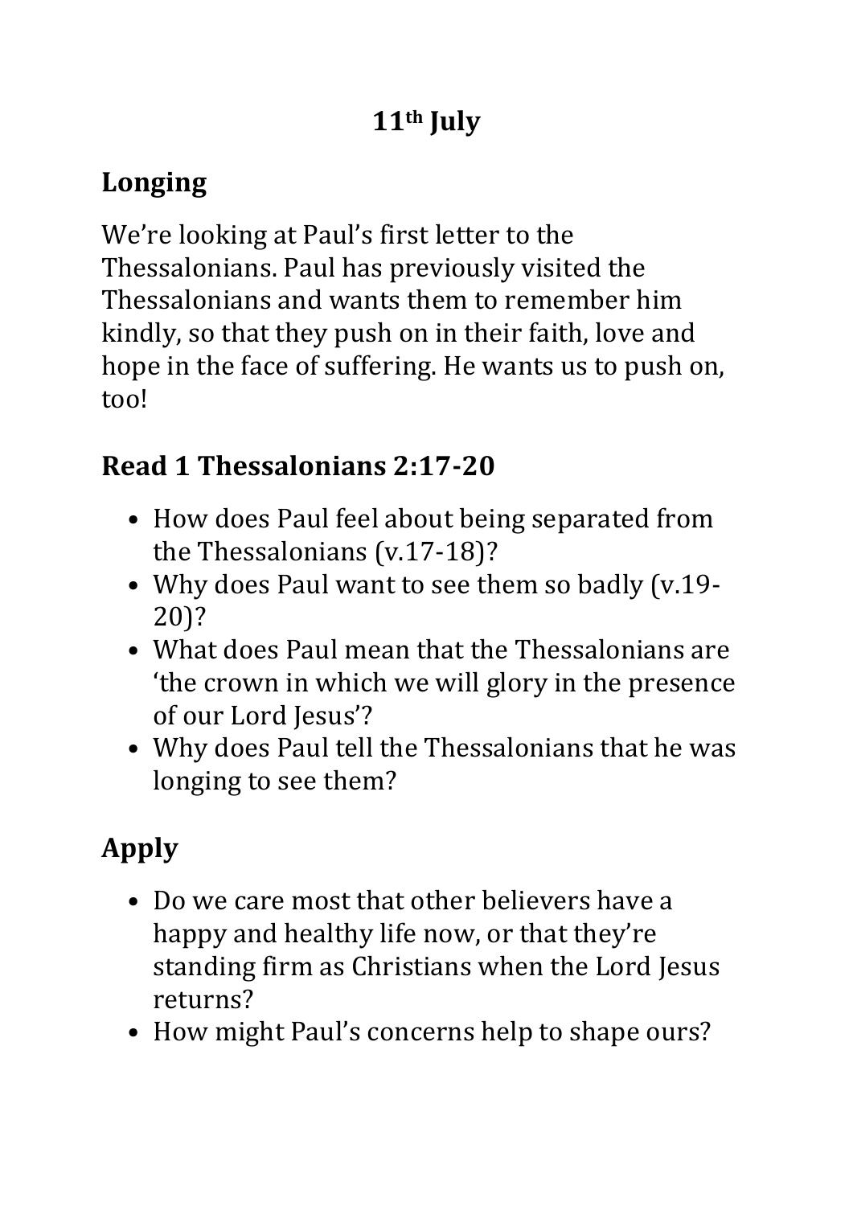# 11th July

## Longing

We're looking at Paul's first letter to the Thessalonians. Paul has previously visited the Thessalonians and wants them to remember him kindly, so that they push on in their faith, love and hope in the face of suffering. He wants us to push on, too!

## Read 1 Thessalonians 2:17-20

- How does Paul feel about being separated from the Thessalonians (v.17-18)?
- Why does Paul want to see them so badly (v.19-20)?
- What does Paul mean that the Thessalonians are 'the crown in which we will glory in the presence of our Lord Jesus'?
- Why does Paul tell the Thessalonians that he was longing to see them?

## Apply

- Do we care most that other believers have a happy and healthy life now, or that they're standing firm as Christians when the Lord Jesus returns?
- How might Paul's concerns help to shape ours?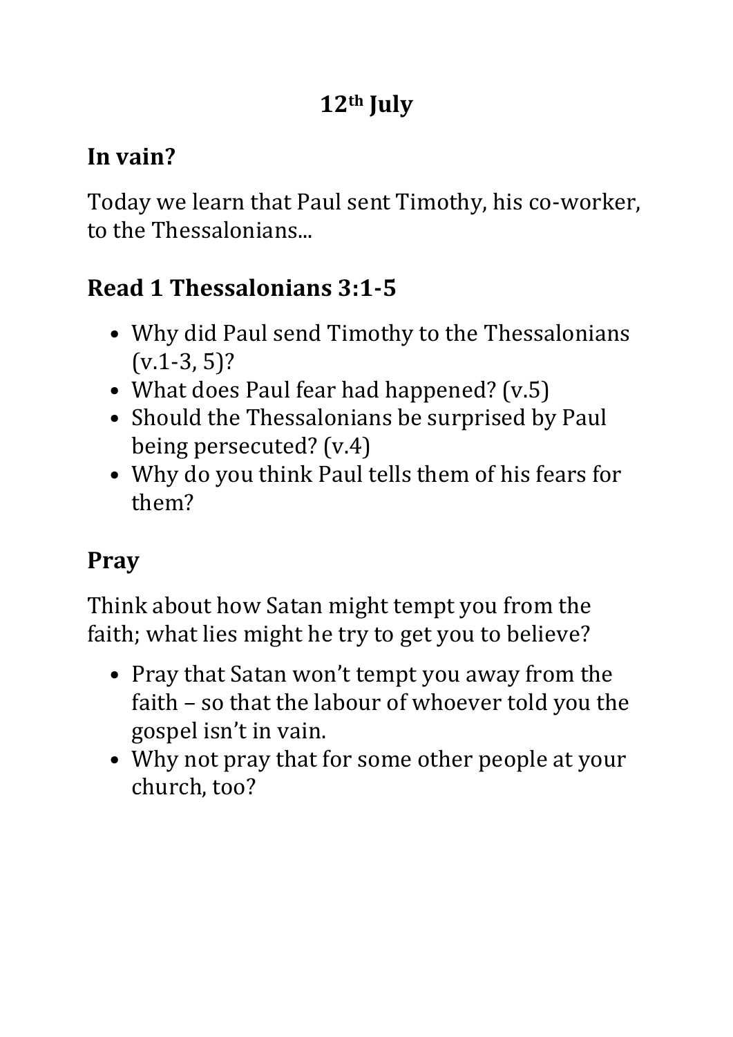## 12th July

## In vain?

Today we learn that Paul sent Timothy, his co-worker, to the Thessalonians...

## Read 1 Thessalonians 3:1-5

- Why did Paul send Timothy to the Thessalonians (v.1-3, 5)?
- What does Paul fear had happened? (v.5)
- Should the Thessalonians be surprised by Paul being persecuted? (v.4)
- Why do you think Paul tells them of his fears for them?

## Pray

Think about how Satan might tempt you from the faith; what lies might he try to get you to believe?

- Pray that Satan won't tempt you away from the faith – so that the labour of whoever told you the gospel isn't in vain.
- Why not pray that for some other people at your church, too?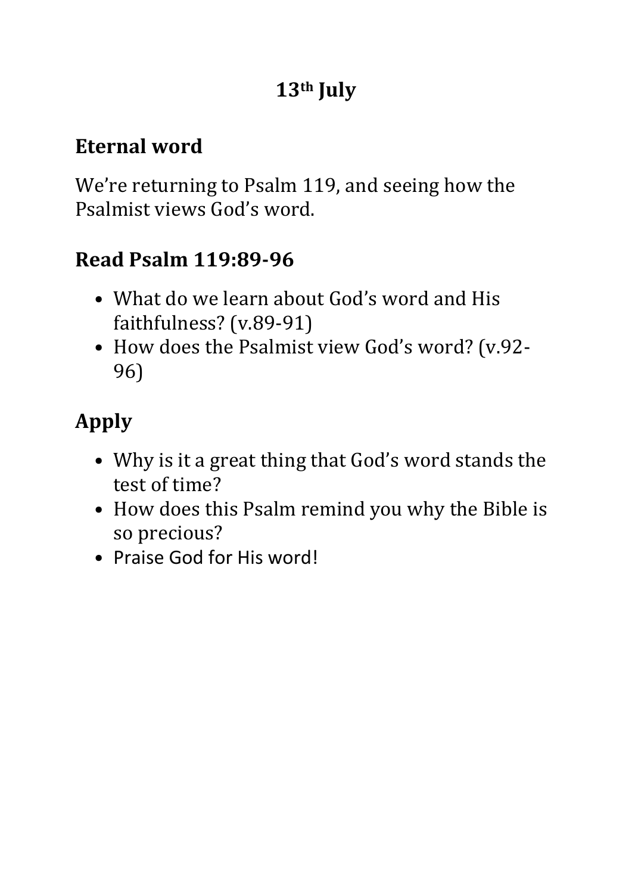# 13th July

## Eternal word

We're returning to Psalm 119, and seeing how the Psalmist views God's word.

## Read Psalm 119:89-96

- What do we learn about God's word and His faithfulness? (v.89-91)
- How does the Psalmist view God's word? (v.92-96)

## Apply

- Why is it a great thing that God's word stands the test of time?
- How does this Psalm remind you why the Bible is so precious?
- Praise God for His word!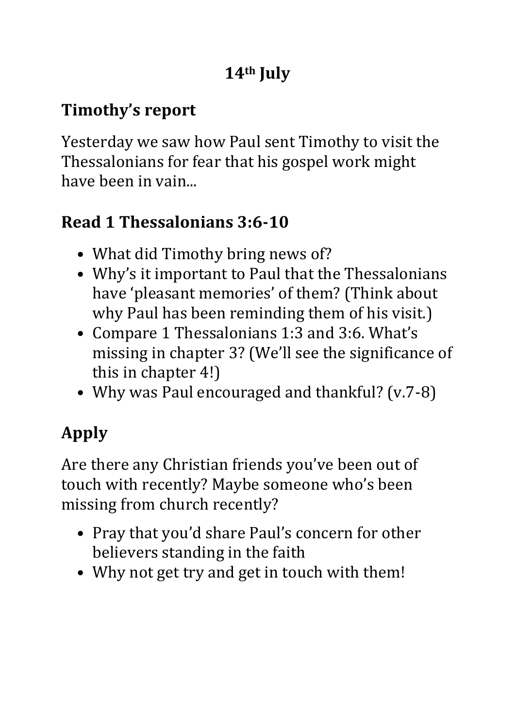# 14th July

## Timothy's report

Yesterday we saw how Paul sent Timothy to visit the Thessalonians for fear that his gospel work might have been in vain...

## Read 1 Thessalonians 3:6-10

- What did Timothy bring news of?
- Why's it important to Paul that the Thessalonians have 'pleasant memories' of them? (Think about why Paul has been reminding them of his visit.)
- Compare 1 Thessalonians 1:3 and 3:6. What's missing in chapter 3? (We'll see the significance of this in chapter 4!)
- Why was Paul encouraged and thankful? (v.7-8)

## Apply

Are there any Christian friends you've been out of touch with recently? Maybe someone who's been missing from church recently?

- Pray that you'd share Paul's concern for other believers standing in the faith
- Why not get try and get in touch with them!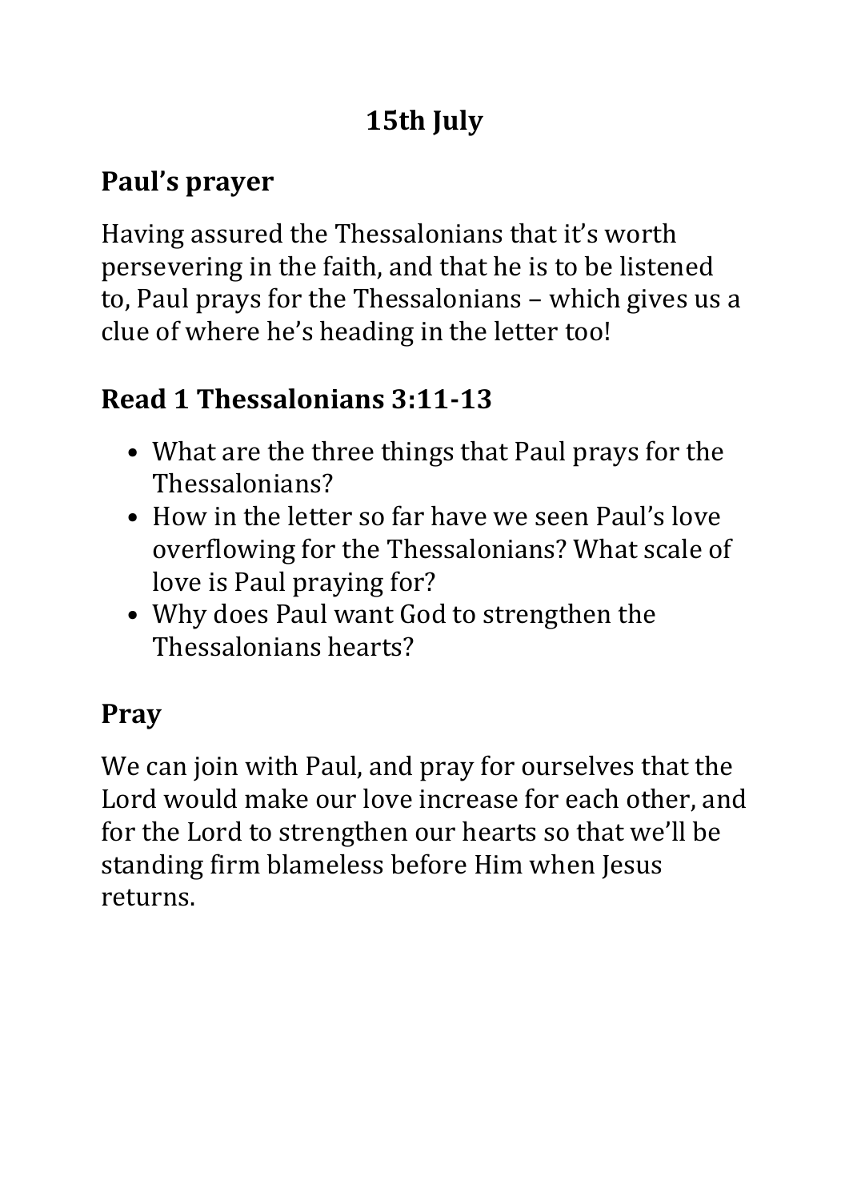# 15th July

## Paul's prayer

Having assured the Thessalonians that it's worth persevering in the faith, and that he is to be listened to, Paul prays for the Thessalonians – which gives us a clue of where he's heading in the letter too!

## Read 1 Thessalonians 3:11-13

- What are the three things that Paul prays for the Thessalonians?
- How in the letter so far have we seen Paul's love overflowing for the Thessalonians? What scale of love is Paul praying for?
- Why does Paul want God to strengthen the Thessalonians hearts?

## Pray

We can join with Paul, and pray for ourselves that the Lord would make our love increase for each other, and for the Lord to strengthen our hearts so that we'll be standing firm blameless before Him when Jesus returns.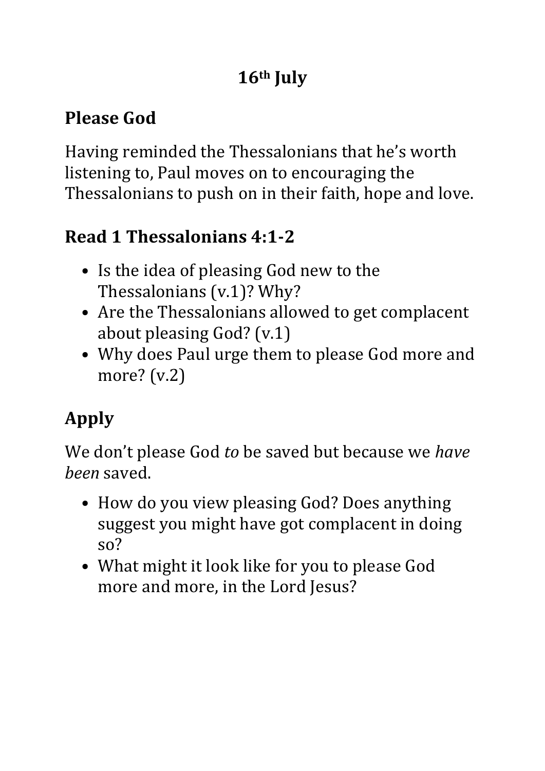# 16th July

## Please God

Having reminded the Thessalonians that he's worth listening to, Paul moves on to encouraging the Thessalonians to push on in their faith, hope and love.

## Read 1 Thessalonians 4:1-2

- Is the idea of pleasing God new to the Thessalonians (v.1)? Why?
- Are the Thessalonians allowed to get complacent about pleasing God? (v.1)
- Why does Paul urge them to please God more and more? (v.2)

## Apply

We don't please God *to* be saved but because we *have been* saved.

- How do you view pleasing God? Does anything suggest you might have got complacent in doing so?
- What might it look like for you to please God more and more, in the Lord Jesus?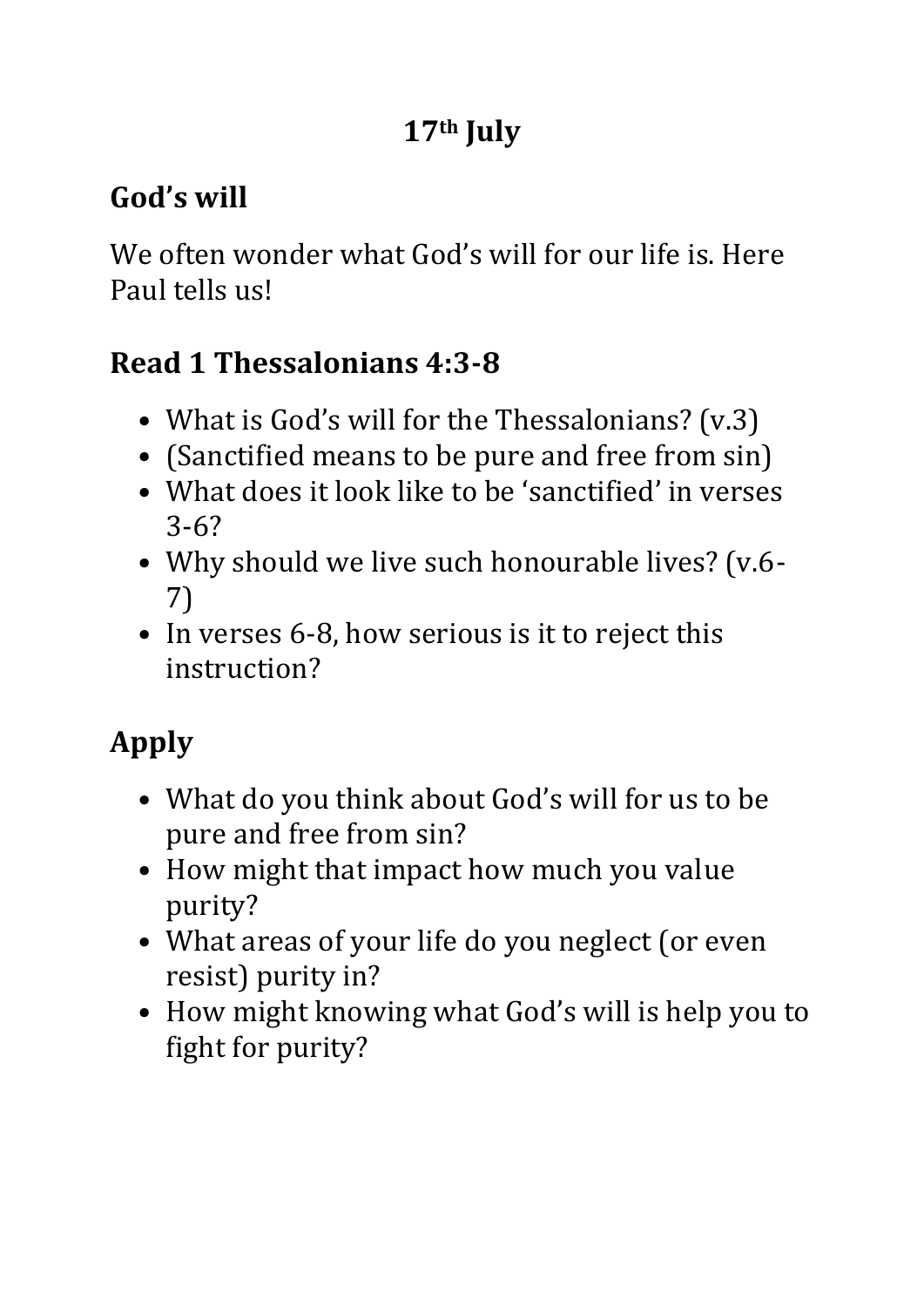# 17th July

## God's will

We often wonder what God's will for our life is. Here Paul tells us!

## Read 1 Thessalonians 4:3-8

- What is God's will for the Thessalonians? (v.3)
- (Sanctified means to be pure and free from sin)
- What does it look like to be 'sanctified' in verses 3-6?
- Why should we live such honourable lives? (v.6-7)
- In verses 6-8, how serious is it to reject this instruction?

## Apply

- What do you think about God's will for us to be pure and free from sin?
- How might that impact how much you value purity?
- What areas of your life do you neglect (or even resist) purity in?
- How might knowing what God's will is help you to fight for purity?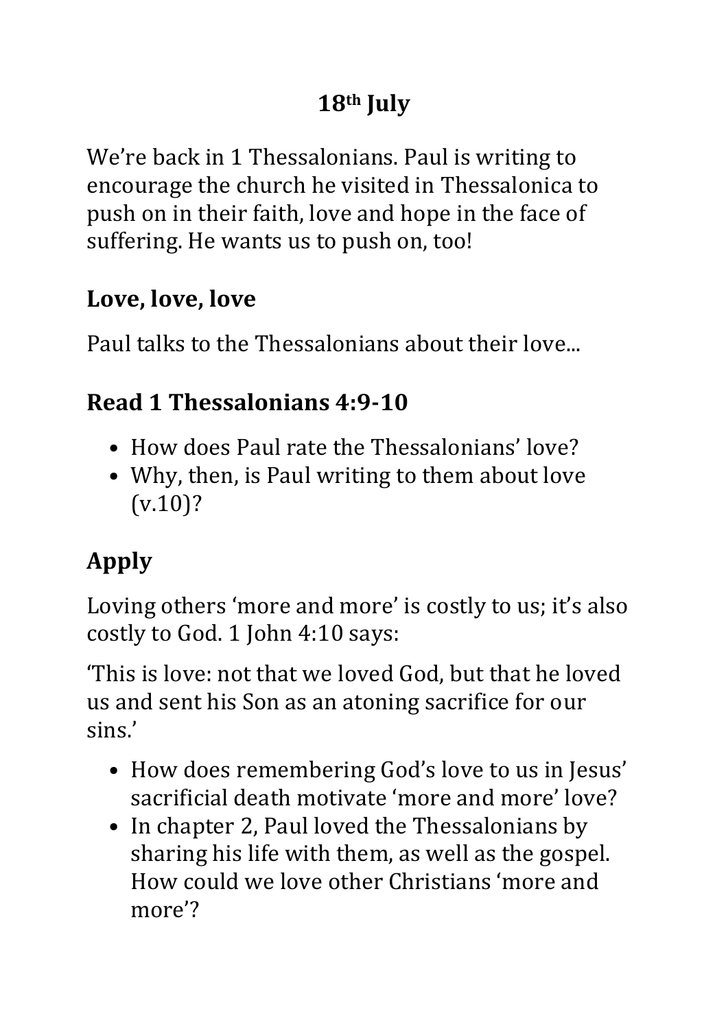# 18th July

We're back in 1 Thessalonians. Paul is writing to encourage the church he visited in Thessalonica to push on in their faith, love and hope in the face of suffering. He wants us to push on, too!

## Love, love, love

Paul talks to the Thessalonians about their love...

## Read 1 Thessalonians 4:9-10

- How does Paul rate the Thessalonians' love?
- Why, then, is Paul writing to them about love (v.10)?

# Apply

Loving others 'more and more' is costly to us; it's also costly to God. 1 John 4:10 says:

'This is love: not that we loved God, but that he loved us and sent his Son as an atoning sacrifice for our sins.'

- How does remembering God's love to us in Jesus' sacrificial death motivate 'more and more' love?
- In chapter 2, Paul loved the Thessalonians by sharing his life with them, as well as the gospel. How could we love other Christians 'more and more'?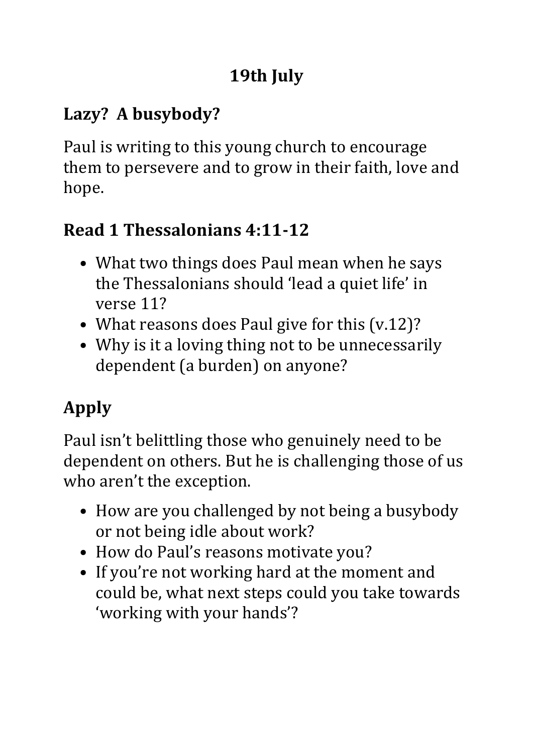## 19th July

## Lazy? A busybody?

Paul is writing to this young church to encourage them to persevere and to grow in their faith, love and hope.

## Read 1 Thessalonians 4:11-12

- What two things does Paul mean when he says the Thessalonians should 'lead a quiet life' in verse 11?
- What reasons does Paul give for this (v.12)?
- Why is it a loving thing not to be unnecessarily dependent (a burden) on anyone?

# Apply

Paul isn't belittling those who genuinely need to be dependent on others. But he is challenging those of us who aren't the exception.

- How are you challenged by not being a busybody or not being idle about work?
- How do Paul's reasons motivate you?
- If you're not working hard at the moment and could be, what next steps could you take towards 'working with your hands'?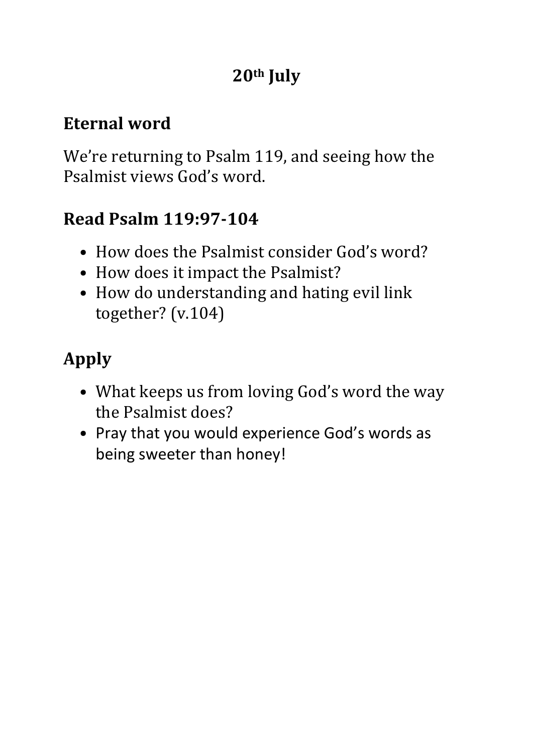**20th July**

## Eternal word

We’re returning to Psalm 119, and seeing how the Psalmist views God’s word.

## Read Psalm 119:97-104

- How does the Psalmist consider God’s word?
- How does it impact the Psalmist?
- How do understanding and hating evil link together? (v.104)

## Apply

- What keeps us from loving God’s word the way the Psalmist does?
- Pray that you would experience God’s words as being sweeter than honey!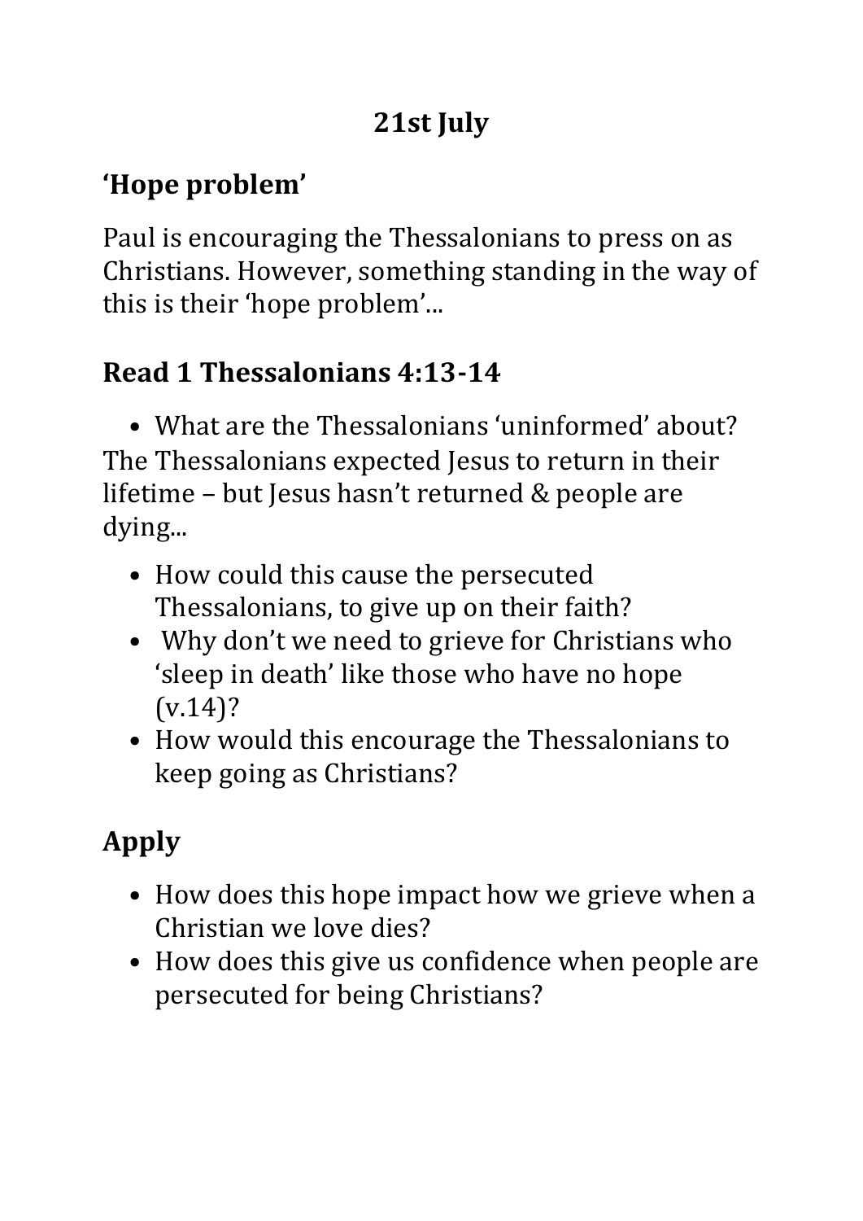# 21st July

## 'Hope problem'

Paul is encouraging the Thessalonians to press on as Christians. However, something standing in the way of this is their 'hope problem'...

## Read 1 Thessalonians 4:13-14

- What are the Thessalonians 'uninformed' about?

The Thessalonians expected Jesus to return in their lifetime – but Jesus hasn't returned & people are dying...

- How could this cause the persecuted Thessalonians, to give up on their faith?
- Why don't we need to grieve for Christians who 'sleep in death' like those who have no hope (v.14)?
- How would this encourage the Thessalonians to keep going as Christians?

## Apply

- How does this hope impact how we grieve when a Christian we love dies?
- How does this give us confidence when people are persecuted for being Christians?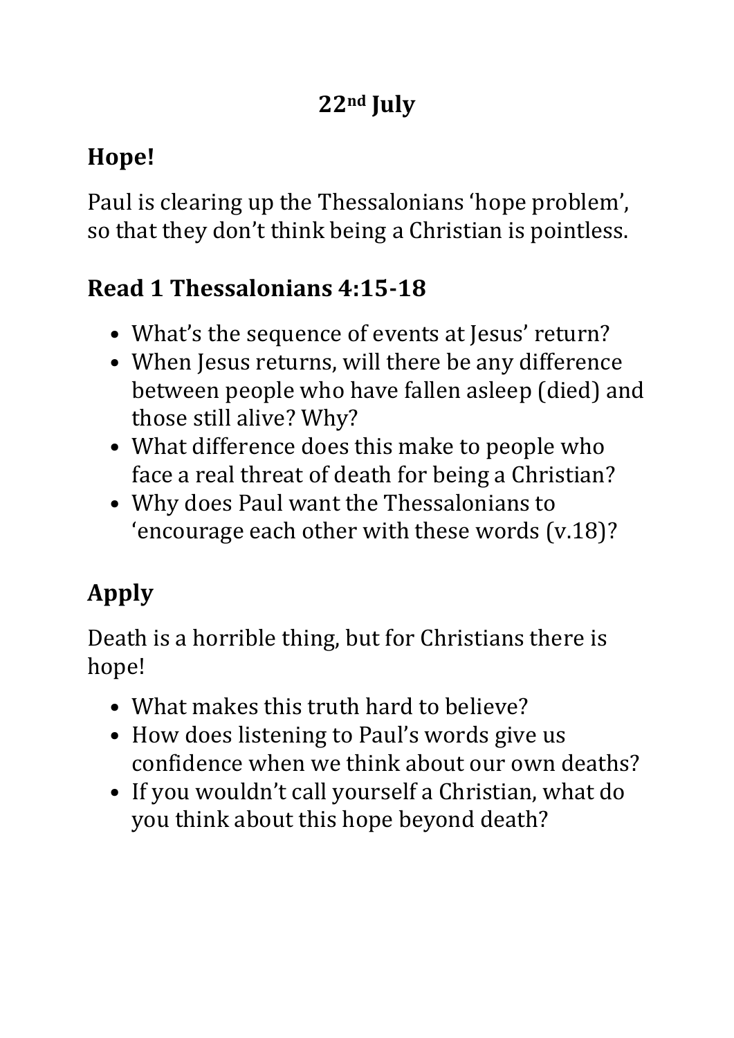**22nd July**

## Hope!

Paul is clearing up the Thessalonians 'hope problem', so that they don't think being a Christian is pointless.

## Read 1 Thessalonians 4:15-18

- What's the sequence of events at Jesus' return?
- When Jesus returns, will there be any difference between people who have fallen asleep (died) and those still alive? Why?
- What difference does this make to people who face a real threat of death for being a Christian?
- Why does Paul want the Thessalonians to 'encourage each other with these words (v.18)?

## Apply

Death is a horrible thing, but for Christians there is hope!

- What makes this truth hard to believe?
- How does listening to Paul's words give us confidence when we think about our own deaths?
- If you wouldn't call yourself a Christian, what do you think about this hope beyond death?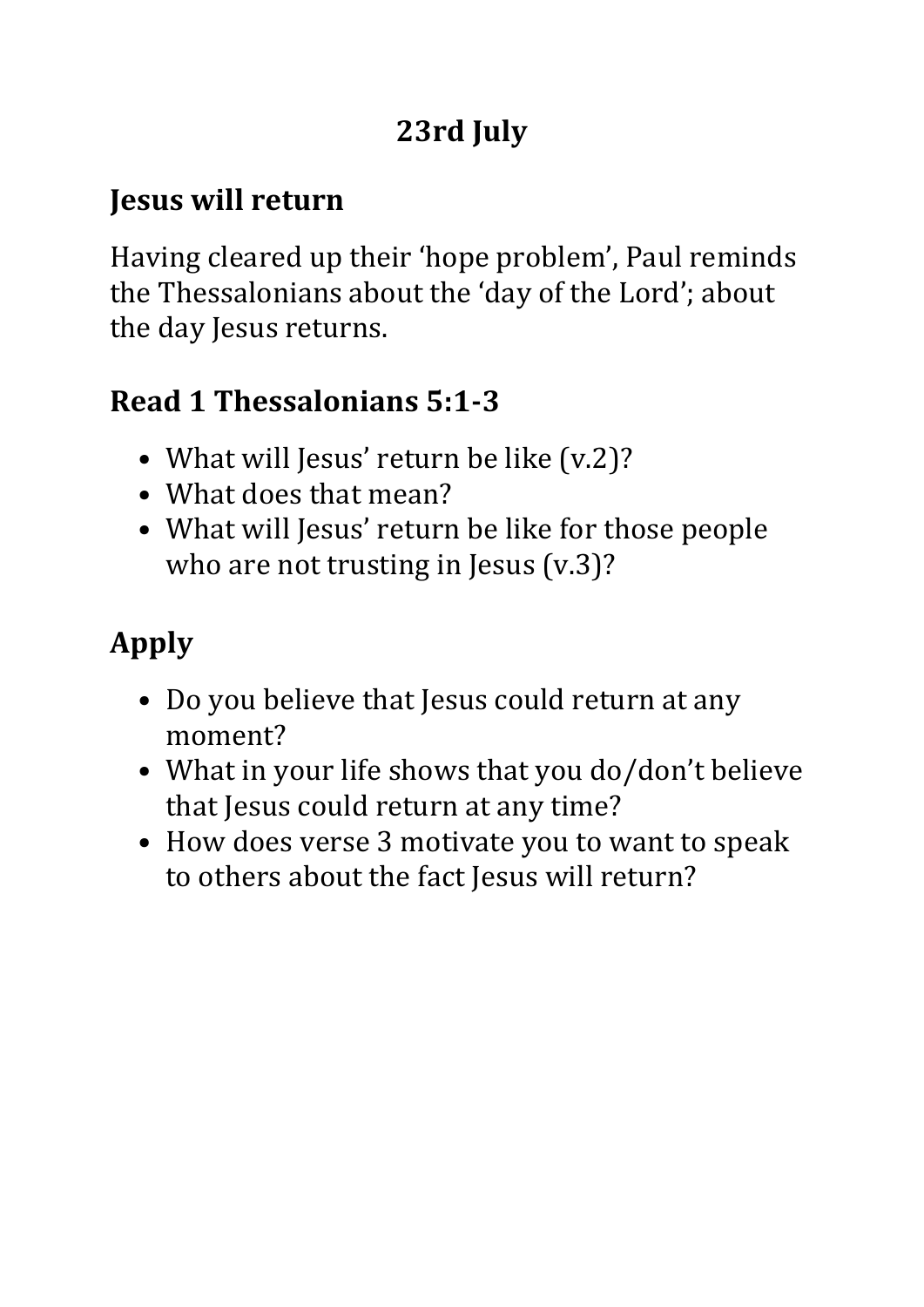**23rd July**

## Jesus will return

Having cleared up their 'hope problem', Paul reminds the Thessalonians about the 'day of the Lord'; about the day Jesus returns.

## Read 1 Thessalonians 5:1-3

- What will Jesus' return be like (v.2)?
- What does that mean?
- What will Jesus' return be like for those people who are not trusting in Jesus (v.3)?

## Apply

- Do you believe that Jesus could return at any moment?
- What in your life shows that you do/don't believe that Jesus could return at any time?
- How does verse 3 motivate you to want to speak to others about the fact Jesus will return?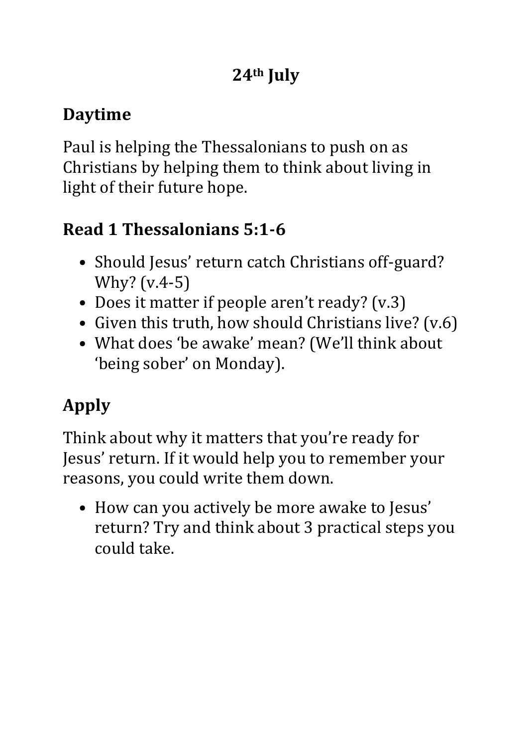**24th July**

## Daytime

Paul is helping the Thessalonians to push on as Christians by helping them to think about living in light of their future hope.

## Read 1 Thessalonians 5:1-6

- Should Jesus' return catch Christians off-guard? Why? (v.4-5)
- Does it matter if people aren't ready? (v.3)
- Given this truth, how should Christians live? (v.6)
- What does 'be awake' mean? (We'll think about 'being sober' on Monday).

## Apply

Think about why it matters that you're ready for Jesus' return. If it would help you to remember your reasons, you could write them down.

- How can you actively be more awake to Jesus' return? Try and think about 3 practical steps you could take.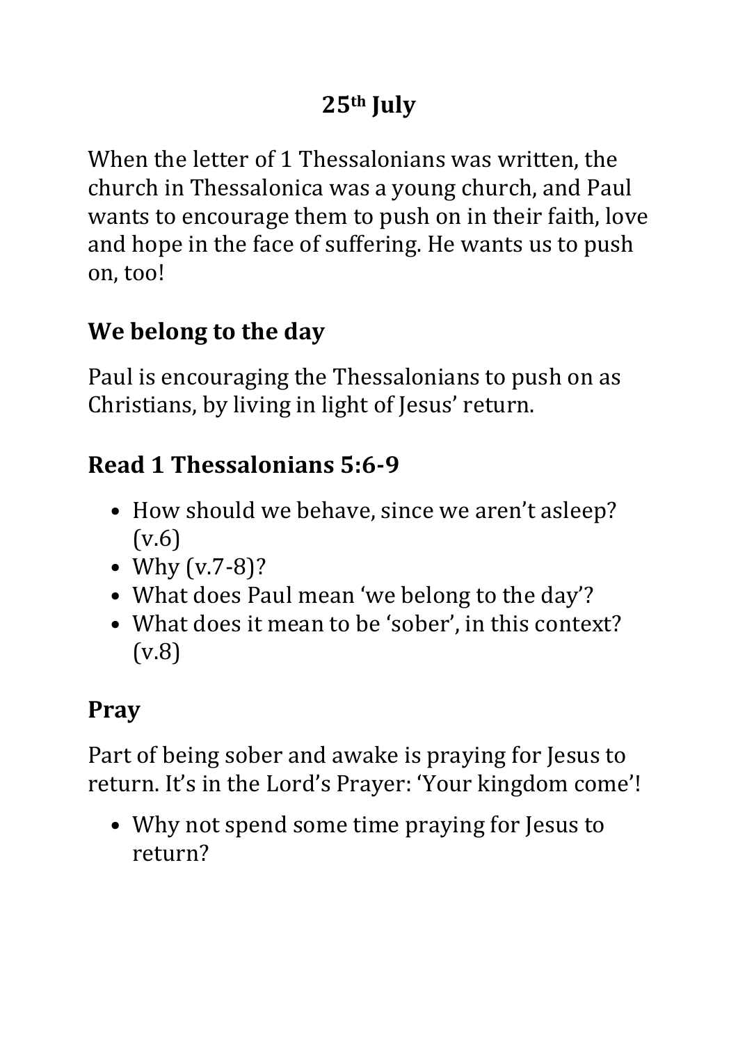# 25th July

When the letter of 1 Thessalonians was written, the church in Thessalonica was a young church, and Paul wants to encourage them to push on in their faith, love and hope in the face of suffering. He wants us to push on, too!

## We belong to the day

Paul is encouraging the Thessalonians to push on as Christians, by living in light of Jesus' return.

## Read 1 Thessalonians 5:6-9

- How should we behave, since we aren't asleep? (v.6)
- Why (v.7-8)?
- What does Paul mean 'we belong to the day'?
- What does it mean to be 'sober', in this context? (v.8)

## Pray

Part of being sober and awake is praying for Jesus to return. It's in the Lord's Prayer: 'Your kingdom come'!

- Why not spend some time praying for Jesus to return?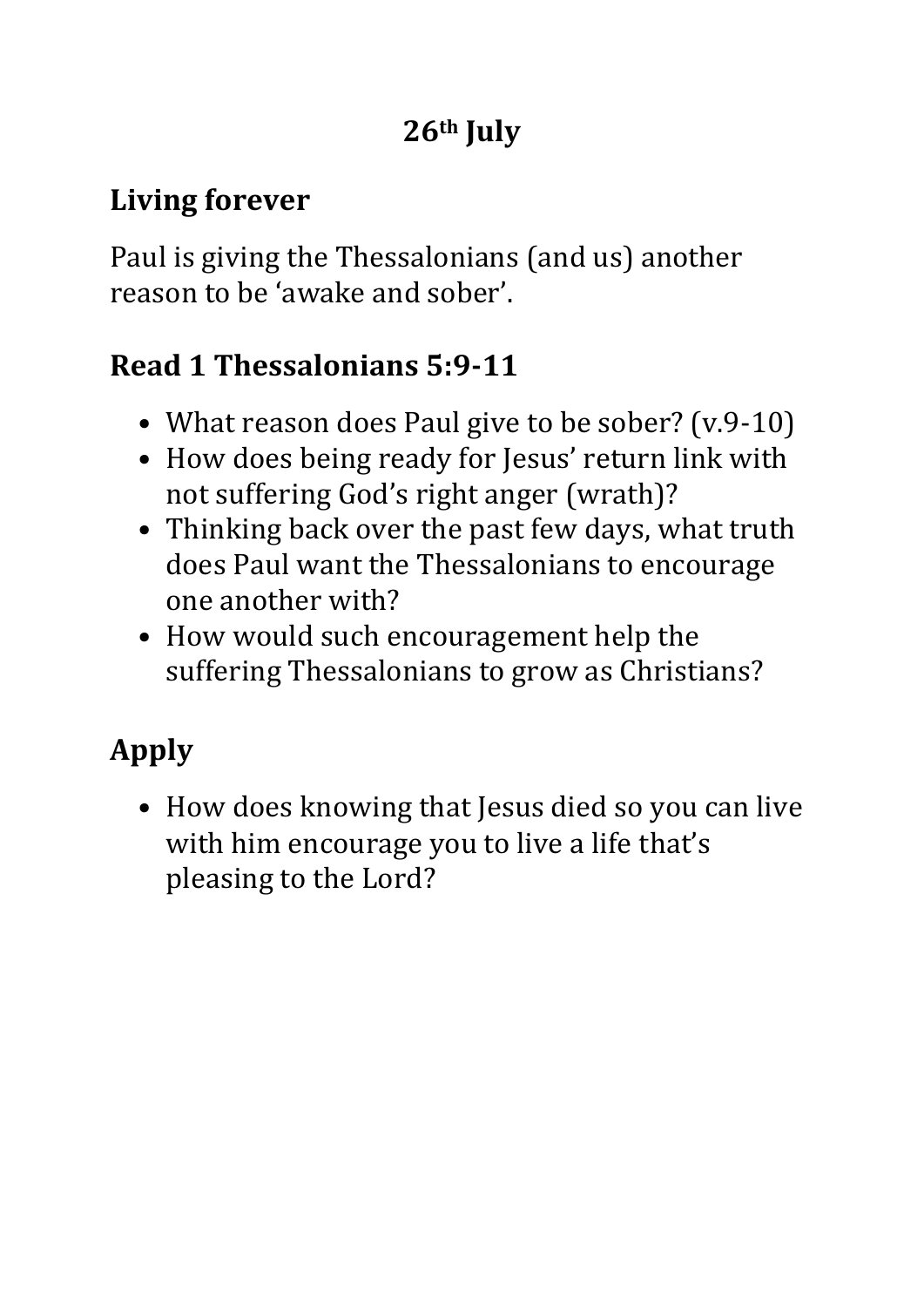# 26th July

## Living forever

Paul is giving the Thessalonians (and us) another reason to be 'awake and sober'.

## Read 1 Thessalonians 5:9-11

- What reason does Paul give to be sober? (v.9-10)
- How does being ready for Jesus' return link with not suffering God's right anger (wrath)?
- Thinking back over the past few days, what truth does Paul want the Thessalonians to encourage one another with?
- How would such encouragement help the suffering Thessalonians to grow as Christians?

## Apply

- How does knowing that Jesus died so you can live with him encourage you to live a life that's pleasing to the Lord?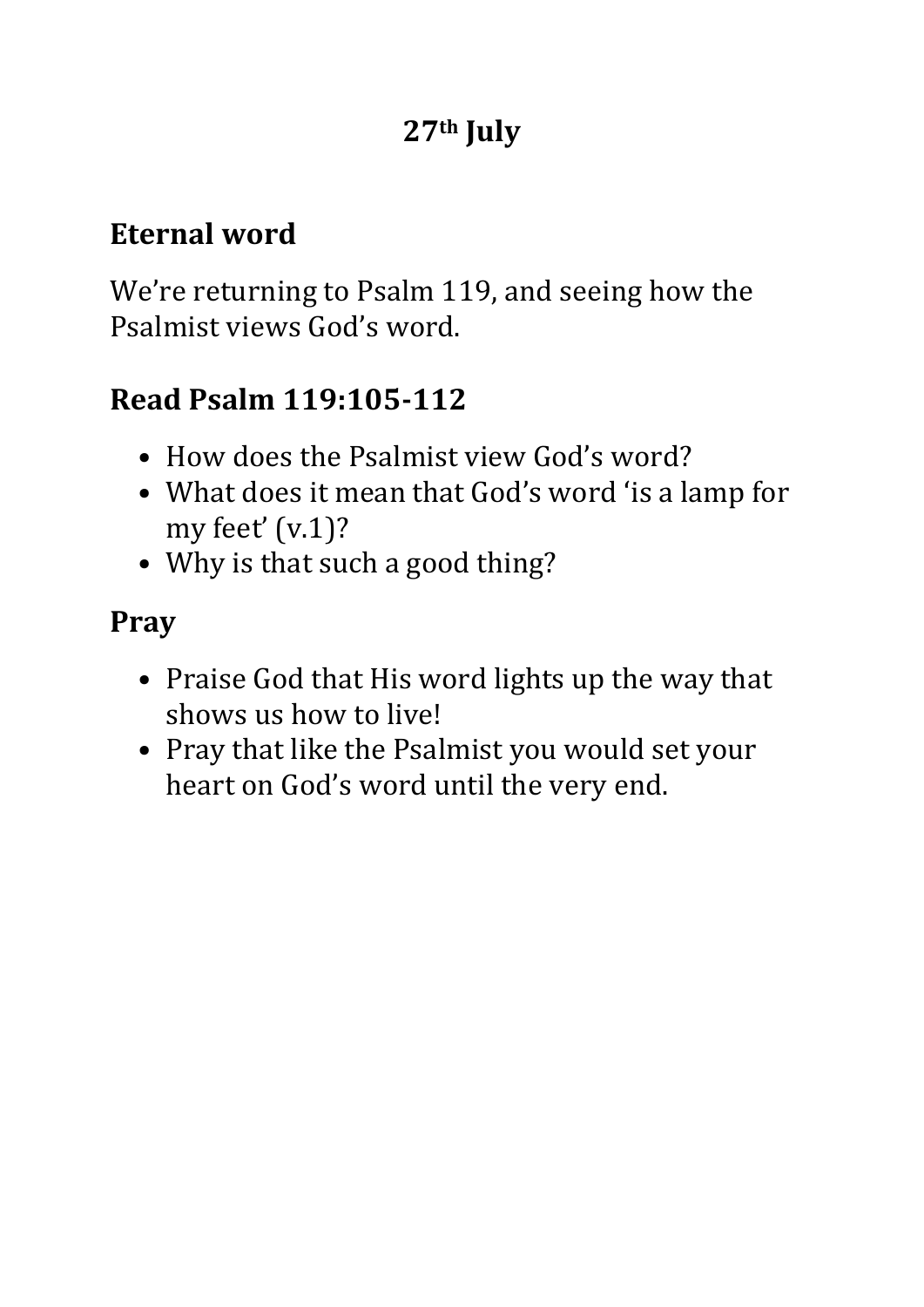# 27th July

## Eternal word

We're returning to Psalm 119, and seeing how the Psalmist views God's word.

## Read Psalm 119:105-112

- How does the Psalmist view God's word?
- What does it mean that God's word 'is a lamp for my feet' (v.1)?
- Why is that such a good thing?

## Pray

- Praise God that His word lights up the way that shows us how to live!
- Pray that like the Psalmist you would set your heart on God's word until the very end.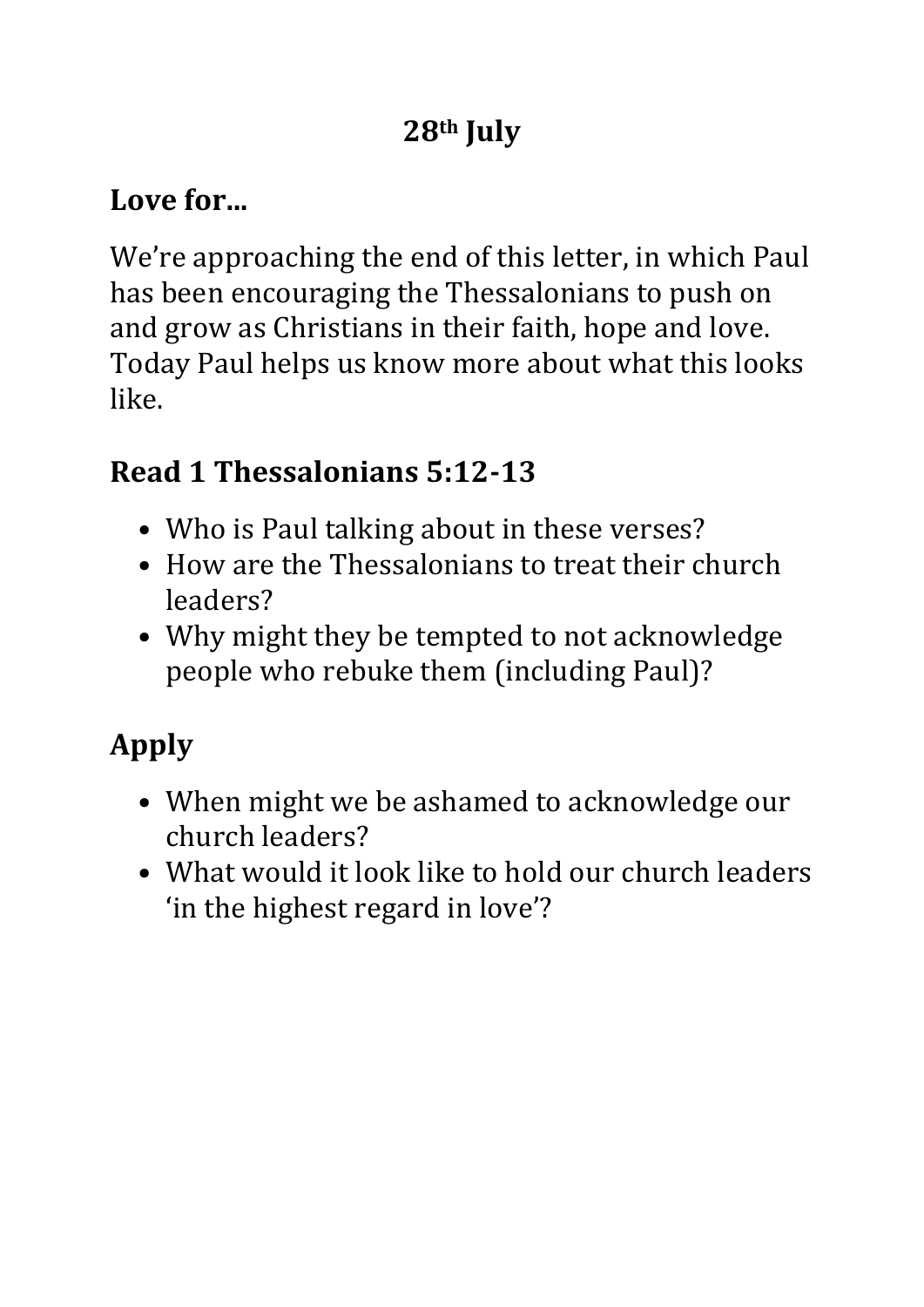# 28th July

## Love for…

We’re approaching the end of this letter, in which Paul has been encouraging the Thessalonians to push on and grow as Christians in their faith, hope and love. Today Paul helps us know more about what this looks like.

## Read 1 Thessalonians 5:12-13

- Who is Paul talking about in these verses?
- How are the Thessalonians to treat their church leaders?
- Why might they be tempted to not acknowledge people who rebuke them (including Paul)?

## Apply

- When might we be ashamed to acknowledge our church leaders?
- What would it look like to hold our church leaders ‘in the highest regard in love’?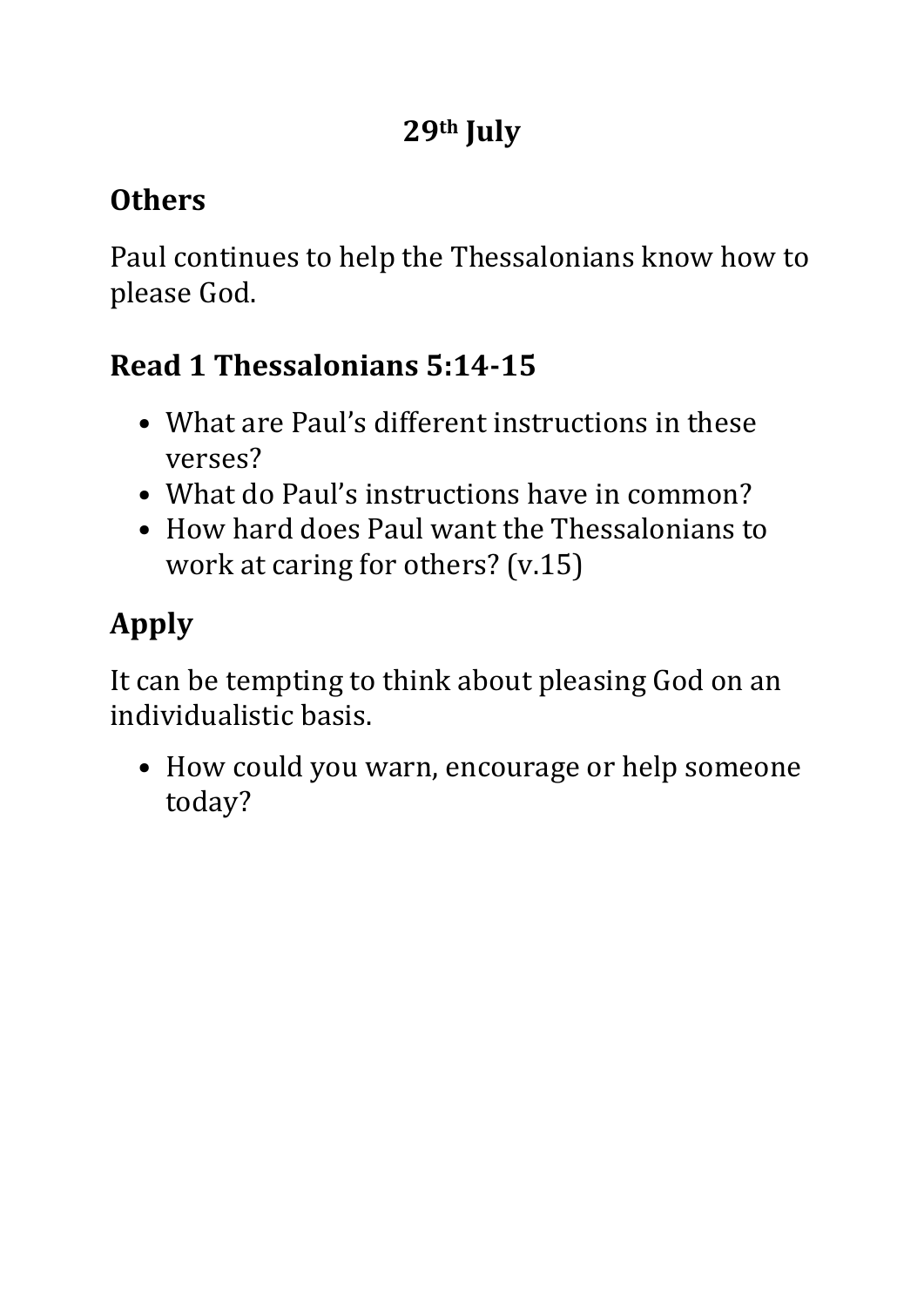**29th July**

## Others

Paul continues to help the Thessalonians know how to please God.

## Read 1 Thessalonians 5:14-15

- What are Paul's different instructions in these verses?
- What do Paul's instructions have in common?
- How hard does Paul want the Thessalonians to work at caring for others? (v.15)

# Apply

It can be tempting to think about pleasing God on an individualistic basis.

- How could you warn, encourage or help someone today?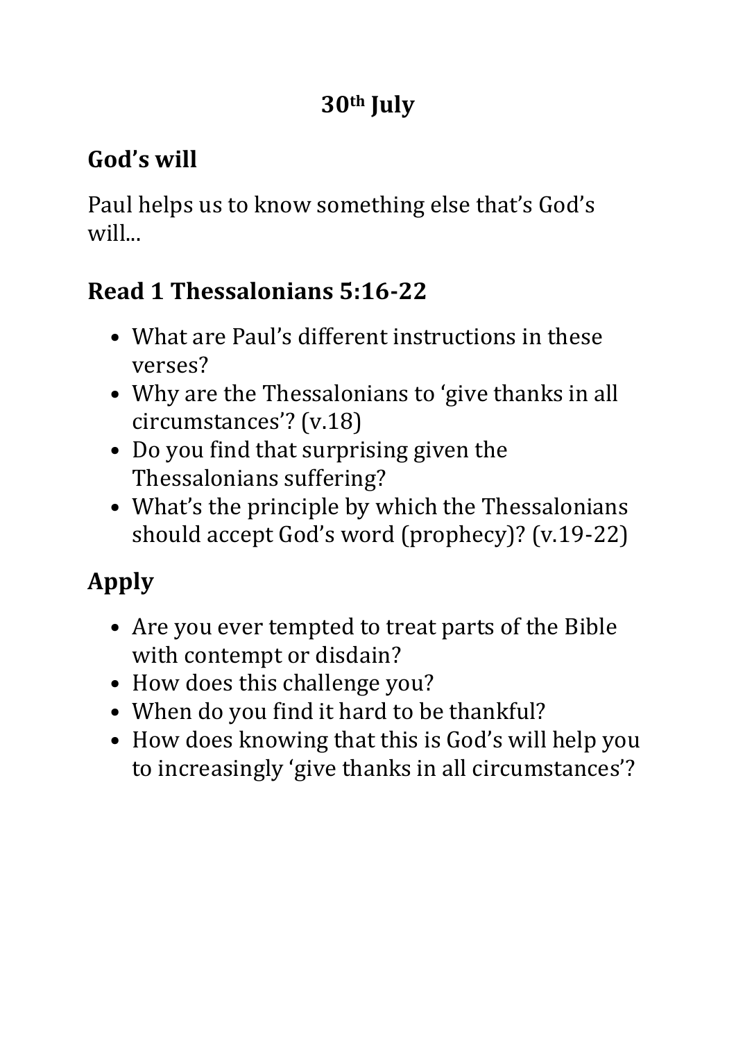**30th July**

## God's will

Paul helps us to know something else that's God's will...

## Read 1 Thessalonians 5:16-22

- What are Paul's different instructions in these verses?
- Why are the Thessalonians to 'give thanks in all circumstances'? (v.18)
- Do you find that surprising given the Thessalonians suffering?
- What's the principle by which the Thessalonians should accept God's word (prophecy)? (v.19-22)

## Apply

- Are you ever tempted to treat parts of the Bible with contempt or disdain?
- How does this challenge you?
- When do you find it hard to be thankful?
- How does knowing that this is God's will help you to increasingly 'give thanks in all circumstances'?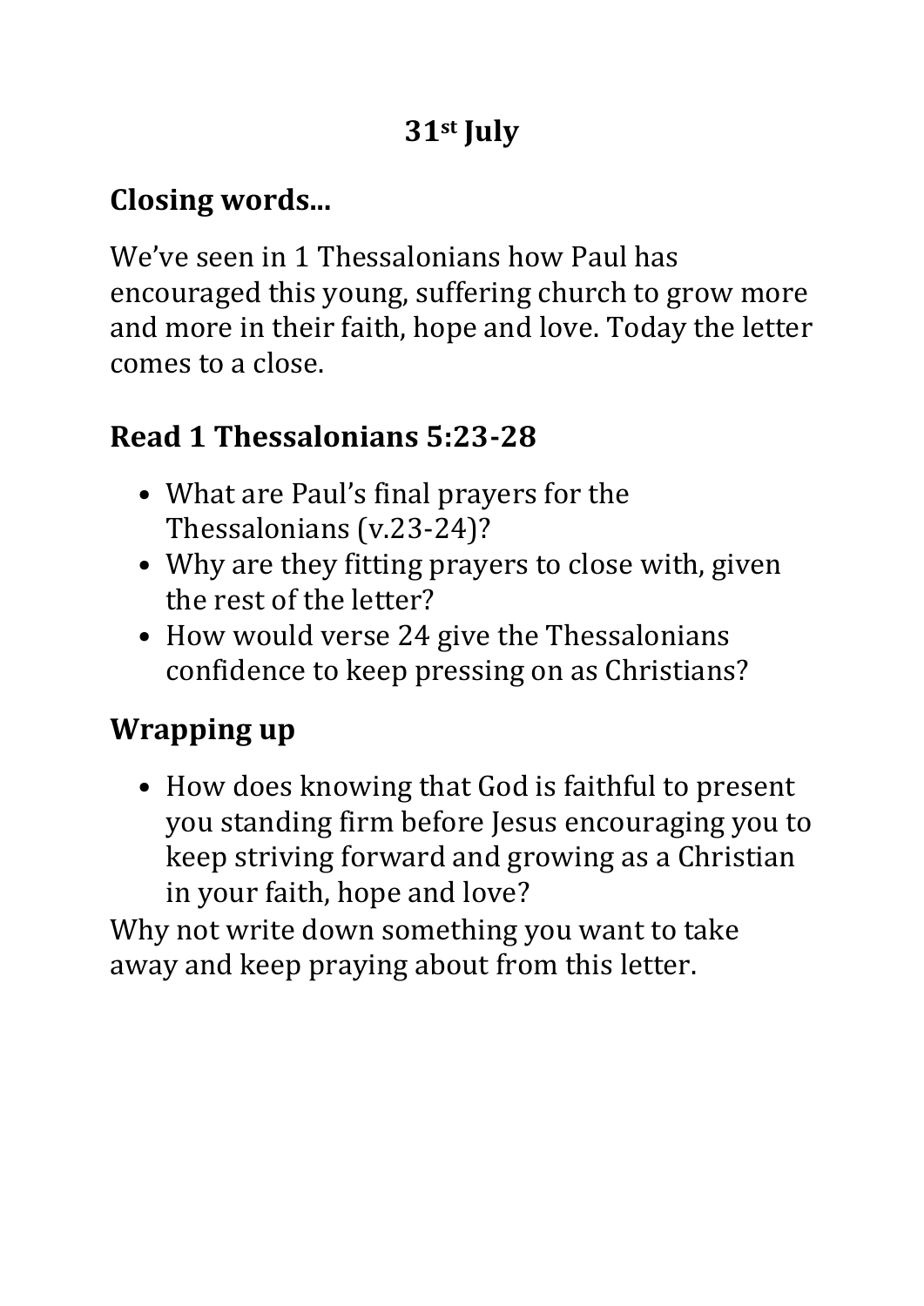# 31st July

## Closing words...

We've seen in 1 Thessalonians how Paul has encouraged this young, suffering church to grow more and more in their faith, hope and love. Today the letter comes to a close.

## Read 1 Thessalonians 5:23-28

- What are Paul's final prayers for the Thessalonians (v.23-24)?
- Why are they fitting prayers to close with, given the rest of the letter?
- How would verse 24 give the Thessalonians confidence to keep pressing on as Christians?

## Wrapping up

- How does knowing that God is faithful to present you standing firm before Jesus encouraging you to keep striving forward and growing as a Christian in your faith, hope and love?

Why not write down something you want to take away and keep praying about from this letter.